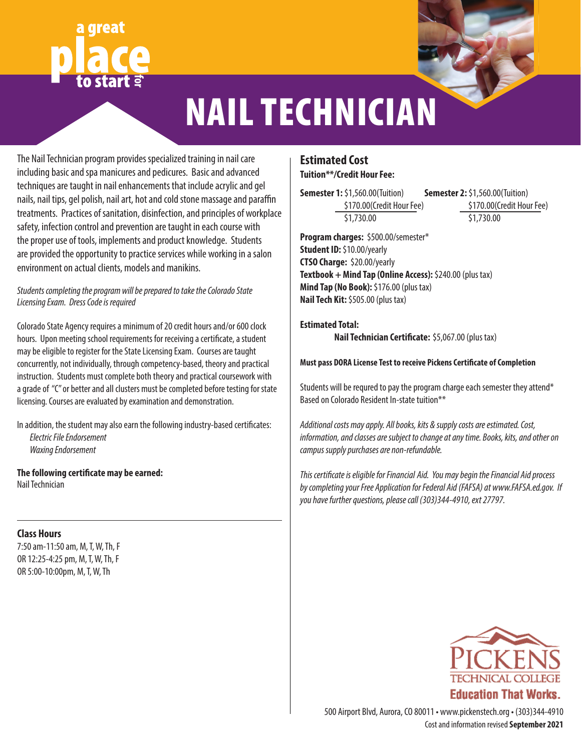a great place to start for

# NAIL TECHNICIAN

The Nail Technician program provides specialized training in nail care including basic and spa manicures and pedicures. Basic and advanced techniques are taught in nail enhancements that include acrylic and gel nails, nail tips, gel polish, nail art, hot and cold stone massage and paraffin treatments. Practices of sanitation, disinfection, and principles of workplace safety, infection control and prevention are taught in each course with the proper use of tools, implements and product knowledge. Students are provided the opportunity to practice services while working in a salon environment on actual clients, models and manikins.

*Students completing the program will be prepared to take the Colorado State Licensing Exam. Dress Code is required*

Colorado State Agency requires a minimum of 20 credit hours and/or 600 clock hours. Upon meeting school requirements for receiving a certificate, a student may be eligible to register for the State Licensing Exam. Courses are taught concurrently, not individually, through competency-based, theory and practical instruction. Students must complete both theory and practical coursework with a grade of "C" or better and all clusters must be completed before testing for state licensing. Courses are evaluated by examination and demonstration.

In addition, the student may also earn the following industry-based certificates:
*Electric File Endorsement*
*Waxing Endorsement*

**The following certificate may be earned:**
Nail Technician

## Class Hours

7:50 am-11:50 am, M, T, W, Th, F
OR 12:25-4:25 pm, M, T, W, Th, F
OR 5:00-10:00pm, M, T, W, Th

## Estimated Cost

**Tuition\*\*/Credit Hour Fee:**

**Semester 1:** $1,560.00(Tuition)
$170.00(Credit Hour Fee)
$1,730.00

**Semester 2:** $1,560.00(Tuition)
$170.00(Credit Hour Fee)
$1,730.00

**Program charges:** $500.00/semester*
**Student ID:** $10.00/yearly
**CTSO Charge:** $20.00/yearly
**Textbook + Mind Tap (Online Access):** $240.00 (plus tax)
**Mind Tap (No Book):** $176.00 (plus tax)
**Nail Tech Kit:** $505.00 (plus tax)

**Estimated Total:**
**Nail Technician Certificate:** $5,067.00 (plus tax)

**Must pass DORA License Test to receive Pickens Certificate of Completion**

Students will be requred to pay the program charge each semester they attend*
Based on Colorado Resident In-state tuition**

*Additional costs may apply. All books, kits & supply costs are estimated. Cost, information, and classes are subject to change at any time. Books, kits, and other on campus supply purchases are non-refundable.*

*This certificate is eligible for Financial Aid. You may begin the Financial Aid process by completing your Free Application for Federal Aid (FAFSA) at www.FAFSA.ed.gov. If you have further questions, please call (303)344-4910, ext 27797.*

PICKENS TECHNICAL COLLEGE
**Education That Works.**

500 Airport Blvd, Aurora, CO 80011 • www.pickenstech.org • (303)344-4910
Cost and information revised **September 2021**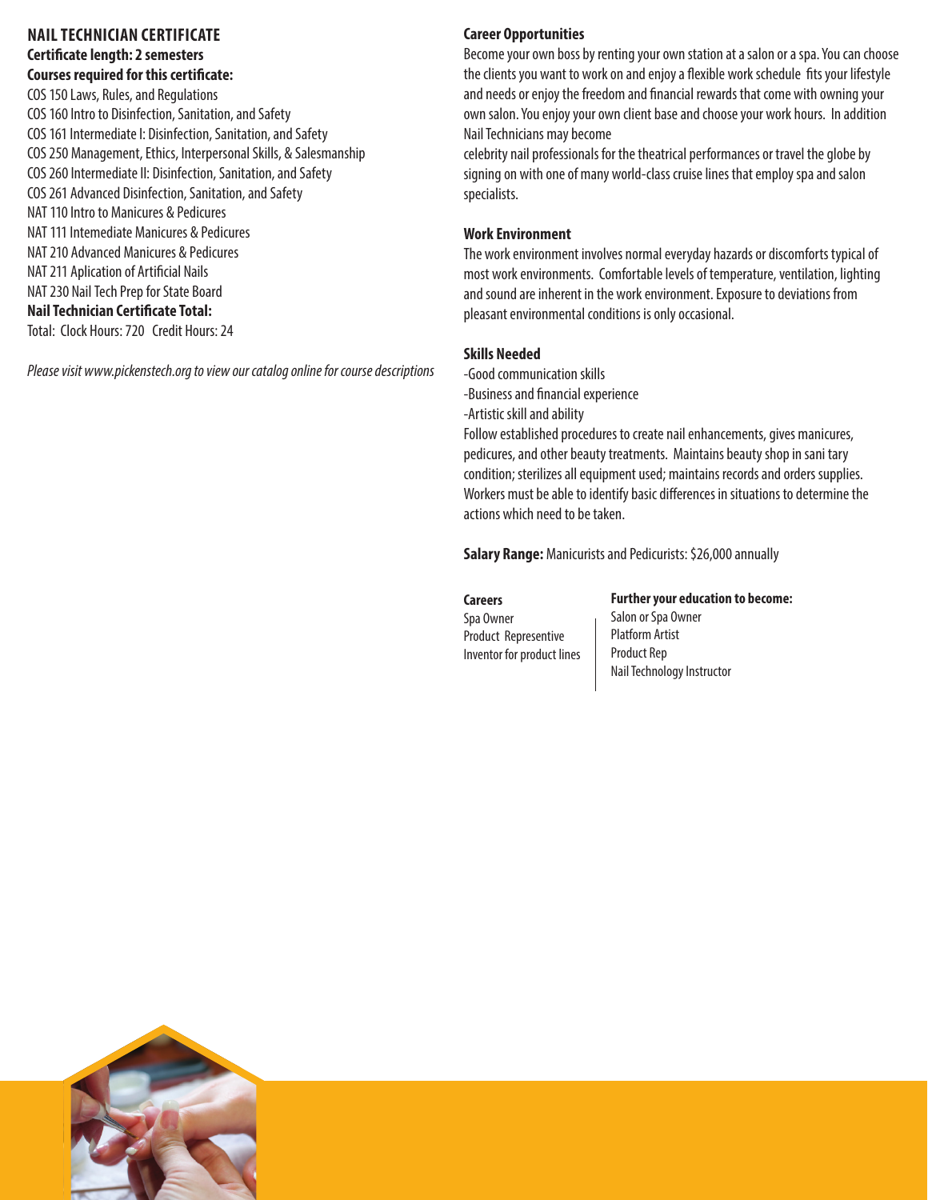## NAIL TECHNICIAN CERTIFICATE

**Certificate length: 2 semesters**

**Courses required for this certificate:**

COS 150 Laws, Rules, and Regulations
COS 160 Intro to Disinfection, Sanitation, and Safety
COS 161 Intermediate I: Disinfection, Sanitation, and Safety
COS 250 Management, Ethics, Interpersonal Skills, & Salesmanship
COS 260 Intermediate II: Disinfection, Sanitation, and Safety
COS 261 Advanced Disinfection, Sanitation, and Safety
NAT 110 Intro to Manicures & Pedicures
NAT 111 Intemediate Manicures & Pedicures
NAT 210 Advanced Manicures & Pedicures
NAT 211 Aplication of Artificial Nails
NAT 230 Nail Tech Prep for State Board

**Nail Technician Certificate Total:**

Total: Clock Hours: 720 Credit Hours: 24

*Please visit www.pickenstech.org to view our catalog online for course descriptions*

### Career Opportunities

Become your own boss by renting your own station at a salon or a spa. You can choose the clients you want to work on and enjoy a flexible work schedule fits your lifestyle and needs or enjoy the freedom and financial rewards that come with owning your own salon. You enjoy your own client base and choose your work hours. In addition Nail Technicians may become celebrity nail professionals for the theatrical performances or travel the globe by signing on with one of many world-class cruise lines that employ spa and salon specialists.

### Work Environment

The work environment involves normal everyday hazards or discomforts typical of most work environments. Comfortable levels of temperature, ventilation, lighting and sound are inherent in the work environment. Exposure to deviations from pleasant environmental conditions is only occasional.

### Skills Needed

-Good communication skills
-Business and financial experience
-Artistic skill and ability

Follow established procedures to create nail enhancements, gives manicures, pedicures, and other beauty treatments. Maintains beauty shop in sani tary condition; sterilizes all equipment used; maintains records and orders supplies. Workers must be able to identify basic differences in situations to determine the actions which need to be taken.

**Salary Range:** Manicurists and Pedicurists: $26,000 annually

**Careers**

Spa Owner
Product Representive
Inventor for product lines

**Further your education to become:**

Salon or Spa Owner
Platform Artist
Product Rep
Nail Technology Instructor